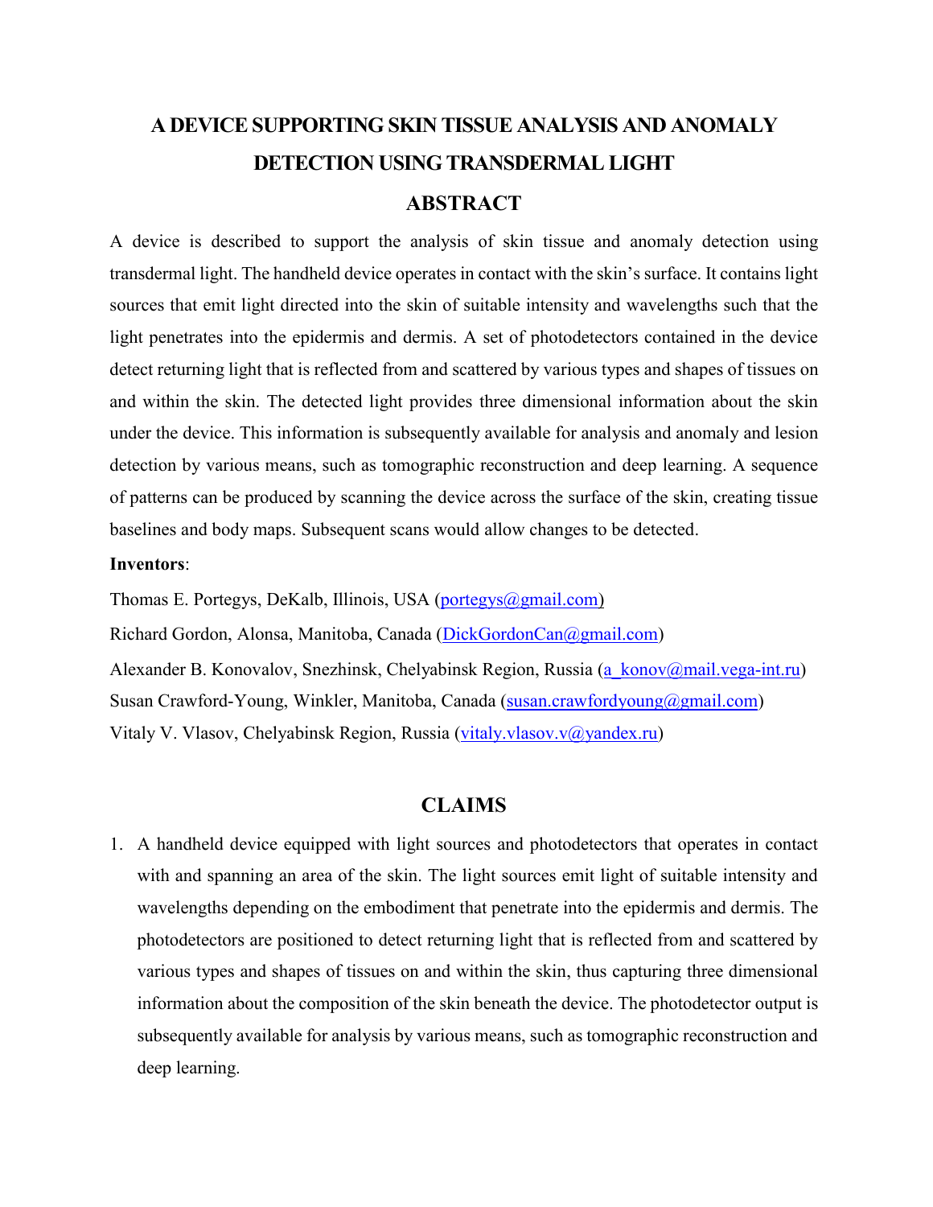# A DEVICE SUPPORTING SKIN TISSUE ANALYSIS AND ANOMALY DETECTION USING TRANSDERMAL LIGHT

## ABSTRACT

A device is described to support the analysis of skin tissue and anomaly detection using transdermal light. The handheld device operates in contact with the skin's surface. It contains light sources that emit light directed into the skin of suitable intensity and wavelengths such that the light penetrates into the epidermis and dermis. A set of photodetectors contained in the device detect returning light that is reflected from and scattered by various types and shapes of tissues on and within the skin. The detected light provides three dimensional information about the skin under the device. This information is subsequently available for analysis and anomaly and lesion detection by various means, such as tomographic reconstruction and deep learning. A sequence of patterns can be produced by scanning the device across the surface of the skin, creating tissue baselines and body maps. Subsequent scans would allow changes to be detected.

**Inventors**:

Thomas E. Portegys, DeKalb, Illinois, USA (portegys@gmail.com)

Richard Gordon, Alonsa, Manitoba, Canada (DickGordonCan@gmail.com)

Alexander B. Konovalov, Snezhinsk, Chelyabinsk Region, Russia (a_konov@mail.vega-int.ru)

Susan Crawford-Young, Winkler, Manitoba, Canada (susan.crawfordyoung@gmail.com)

Vitaly V. Vlasov, Chelyabinsk Region, Russia (vitaly.vlasov.v@yandex.ru)

## CLAIMS

1. A handheld device equipped with light sources and photodetectors that operates in contact with and spanning an area of the skin. The light sources emit light of suitable intensity and wavelengths depending on the embodiment that penetrate into the epidermis and dermis. The photodetectors are positioned to detect returning light that is reflected from and scattered by various types and shapes of tissues on and within the skin, thus capturing three dimensional information about the composition of the skin beneath the device. The photodetector output is subsequently available for analysis by various means, such as tomographic reconstruction and deep learning.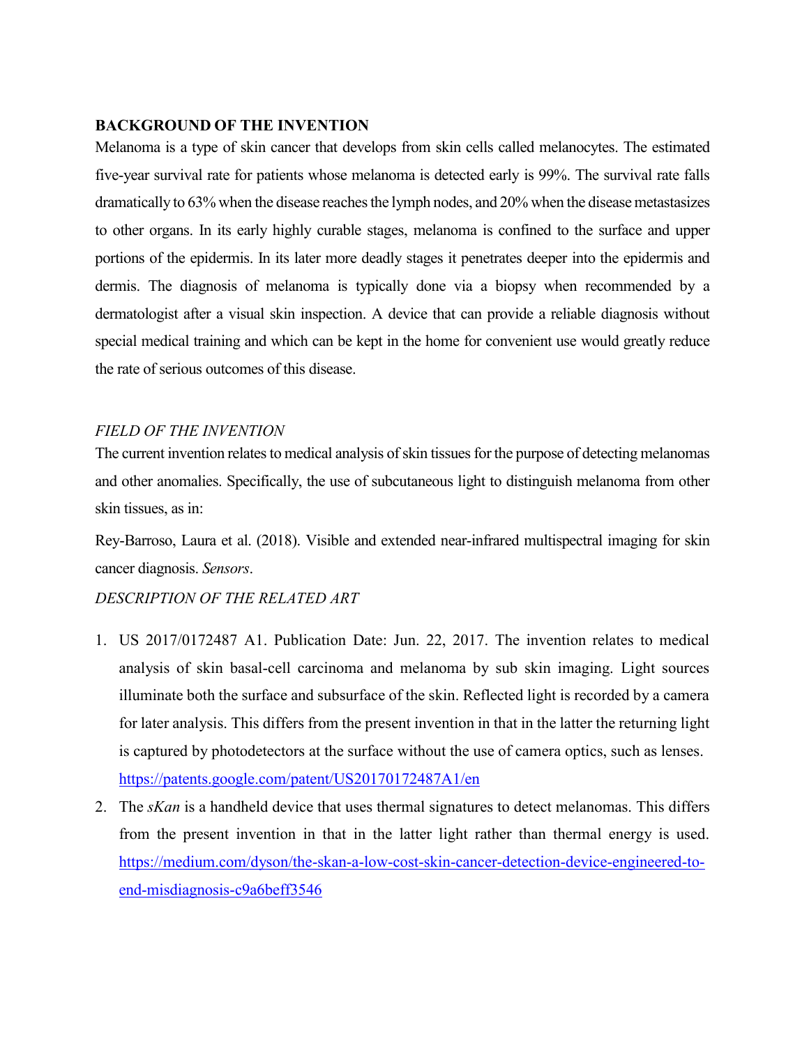**BACKGROUND OF THE INVENTION**

Melanoma is a type of skin cancer that develops from skin cells called melanocytes. The estimated five-year survival rate for patients whose melanoma is detected early is 99%. The survival rate falls dramatically to 63% when the disease reaches the lymph nodes, and 20% when the disease metastasizes to other organs. In its early highly curable stages, melanoma is confined to the surface and upper portions of the epidermis. In its later more deadly stages it penetrates deeper into the epidermis and dermis. The diagnosis of melanoma is typically done via a biopsy when recommended by a dermatologist after a visual skin inspection. A device that can provide a reliable diagnosis without special medical training and which can be kept in the home for convenient use would greatly reduce the rate of serious outcomes of this disease.

*FIELD OF THE INVENTION*

The current invention relates to medical analysis of skin tissues for the purpose of detecting melanomas and other anomalies. Specifically, the use of subcutaneous light to distinguish melanoma from other skin tissues, as in:

Rey-Barroso, Laura et al. (2018). Visible and extended near-infrared multispectral imaging for skin cancer diagnosis. *Sensors*.

*DESCRIPTION OF THE RELATED ART*

1. US 2017/0172487 A1. Publication Date: Jun. 22, 2017. The invention relates to medical analysis of skin basal-cell carcinoma and melanoma by sub skin imaging. Light sources illuminate both the surface and subsurface of the skin. Reflected light is recorded by a camera for later analysis. This differs from the present invention in that in the latter the returning light is captured by photodetectors at the surface without the use of camera optics, such as lenses. https://patents.google.com/patent/US20170172487A1/en
2. The *sKan* is a handheld device that uses thermal signatures to detect melanomas. This differs from the present invention in that in the latter light rather than thermal energy is used. https://medium.com/dyson/the-skan-a-low-cost-skin-cancer-detection-device-engineered-to-end-misdiagnosis-c9a6beff3546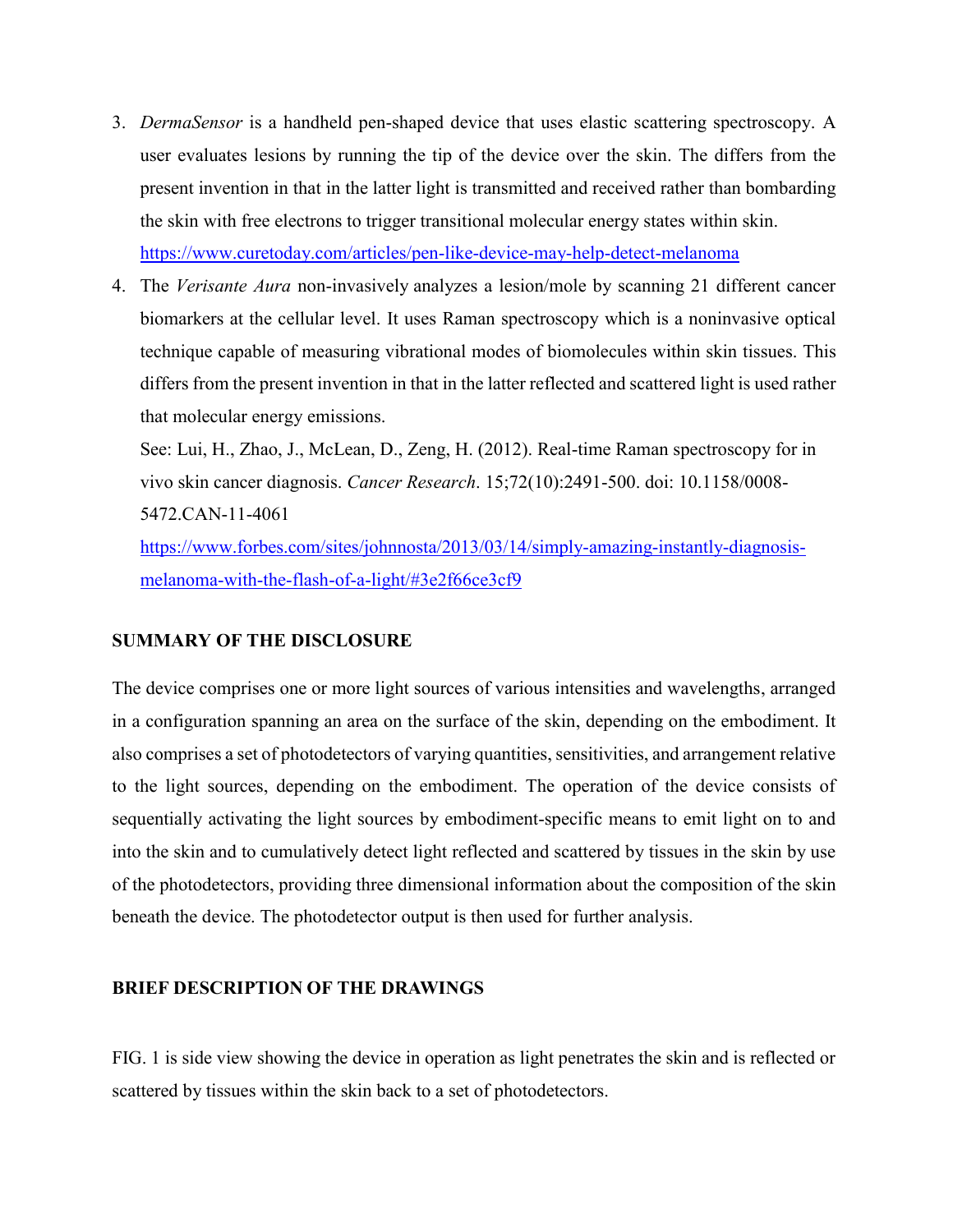3. *DermaSensor* is a handheld pen-shaped device that uses elastic scattering spectroscopy. A user evaluates lesions by running the tip of the device over the skin. The differs from the present invention in that in the latter light is transmitted and received rather than bombarding the skin with free electrons to trigger transitional molecular energy states within skin. https://www.curetoday.com/articles/pen-like-device-may-help-detect-melanoma
4. The *Verisante Aura* non-invasively analyzes a lesion/mole by scanning 21 different cancer biomarkers at the cellular level. It uses Raman spectroscopy which is a noninvasive optical technique capable of measuring vibrational modes of biomolecules within skin tissues. This differs from the present invention in that in the latter reflected and scattered light is used rather that molecular energy emissions.

   See: Lui, H., Zhao, J., McLean, D., Zeng, H. (2012). Real-time Raman spectroscopy for in vivo skin cancer diagnosis. *Cancer Research*. 15;72(10):2491-500. doi: 10.1158/0008-5472.CAN-11-4061

   https://www.forbes.com/sites/johnnosta/2013/03/14/simply-amazing-instantly-diagnosis-melanoma-with-the-flash-of-a-light/#3e2f66ce3cf9

## SUMMARY OF THE DISCLOSURE

The device comprises one or more light sources of various intensities and wavelengths, arranged in a configuration spanning an area on the surface of the skin, depending on the embodiment. It also comprises a set of photodetectors of varying quantities, sensitivities, and arrangement relative to the light sources, depending on the embodiment. The operation of the device consists of sequentially activating the light sources by embodiment-specific means to emit light on to and into the skin and to cumulatively detect light reflected and scattered by tissues in the skin by use of the photodetectors, providing three dimensional information about the composition of the skin beneath the device. The photodetector output is then used for further analysis.

## BRIEF DESCRIPTION OF THE DRAWINGS

FIG. 1 is side view showing the device in operation as light penetrates the skin and is reflected or scattered by tissues within the skin back to a set of photodetectors.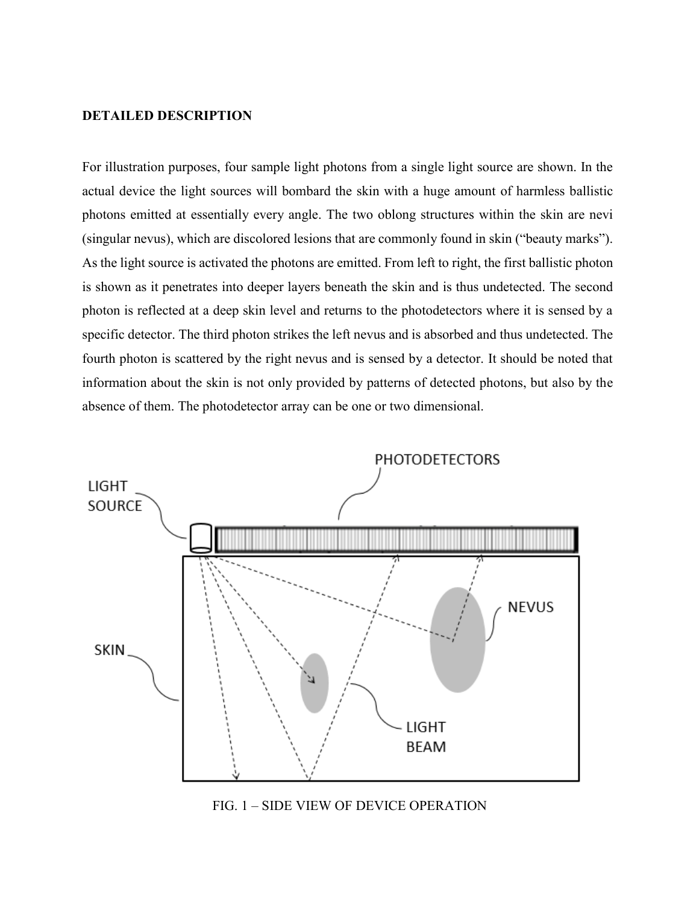**DETAILED DESCRIPTION**

For illustration purposes, four sample light photons from a single light source are shown. In the actual device the light sources will bombard the skin with a huge amount of harmless ballistic photons emitted at essentially every angle. The two oblong structures within the skin are nevi (singular nevus), which are discolored lesions that are commonly found in skin ("beauty marks"). As the light source is activated the photons are emitted. From left to right, the first ballistic photon is shown as it penetrates into deeper layers beneath the skin and is thus undetected. The second photon is reflected at a deep skin level and returns to the photodetectors where it is sensed by a specific detector. The third photon strikes the left nevus and is absorbed and thus undetected. The fourth photon is scattered by the right nevus and is sensed by a detector. It should be noted that information about the skin is not only provided by patterns of detected photons, but also by the absence of them. The photodetector array can be one or two dimensional.

PHOTODETECTORS

LIGHT SOURCE

NEVUS

SKIN

LIGHT BEAM

FIG. 1 – SIDE VIEW OF DEVICE OPERATION